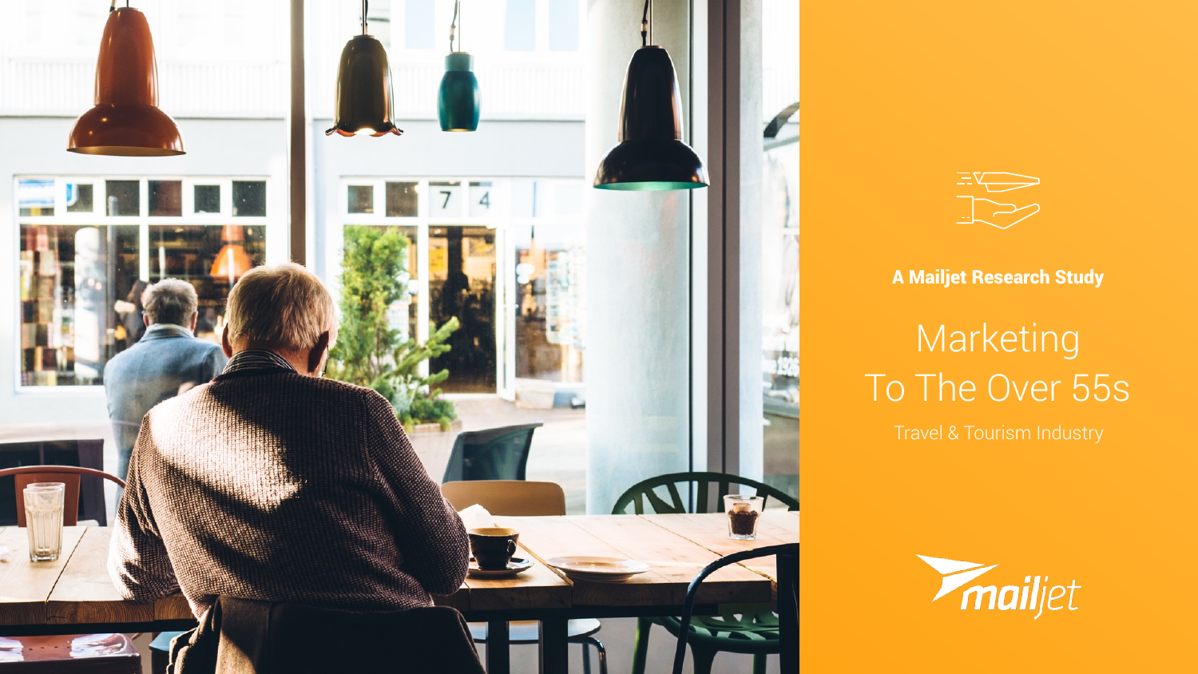A Mailjet Research Study

# Marketing To The Over 55s

## Travel & Tourism Industry

mailjet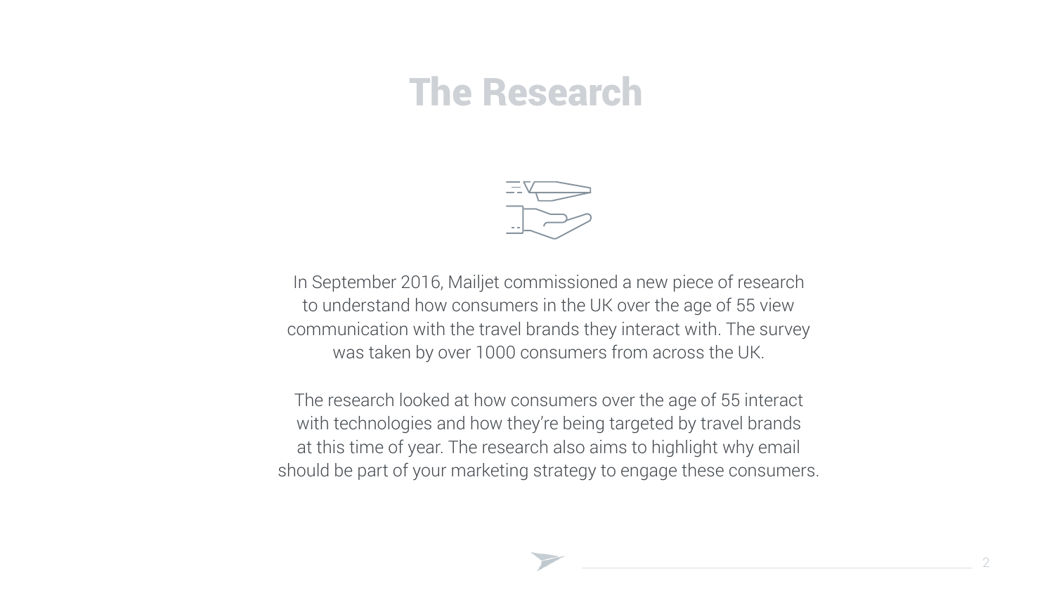# The Research

In September 2016, Mailjet commissioned a new piece of research to understand how consumers in the UK over the age of 55 view communication with the travel brands they interact with. The survey was taken by over 1000 consumers from across the UK.

The research looked at how consumers over the age of 55 interact with technologies and how they're being targeted by travel brands at this time of year. The research also aims to highlight why email should be part of your marketing strategy to engage these consumers.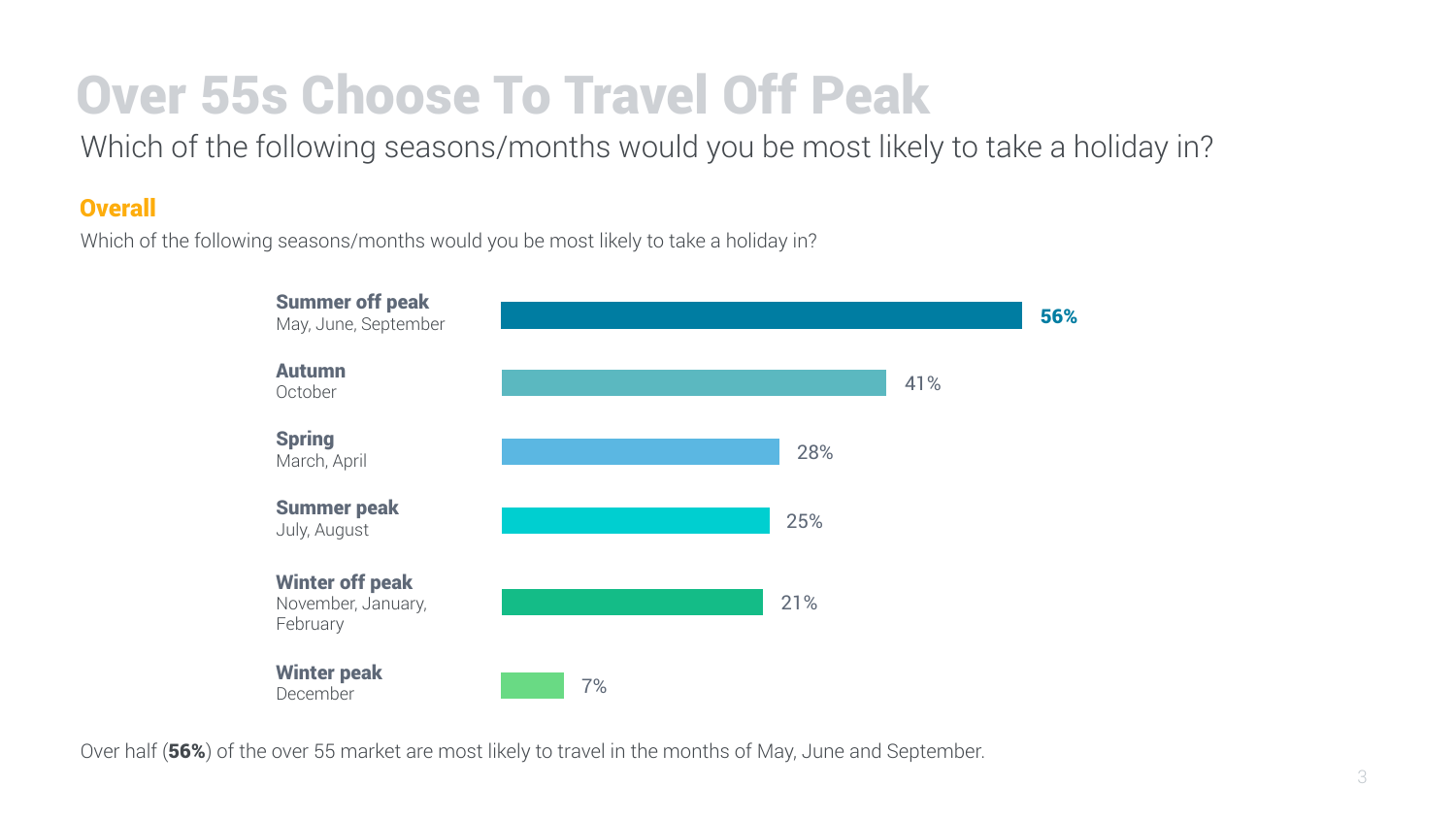# Over 55s Choose To Travel Off Peak

Which of the following seasons/months would you be most likely to take a holiday in?

## Overall

Which of the following seasons/months would you be most likely to take a holiday in?

| Season | Months | % |
| --- | --- | --- |
| **Summer off peak** | May, June, September | **56%** |
| **Autumn** | October | 41% |
| **Spring** | March, April | 28% |
| **Summer peak** | July, August | 25% |
| **Winter off peak** | November, January, February | 21% |
| **Winter peak** | December | 7% |

Over half (**56%**) of the over 55 market are most likely to travel in the months of May, June and September.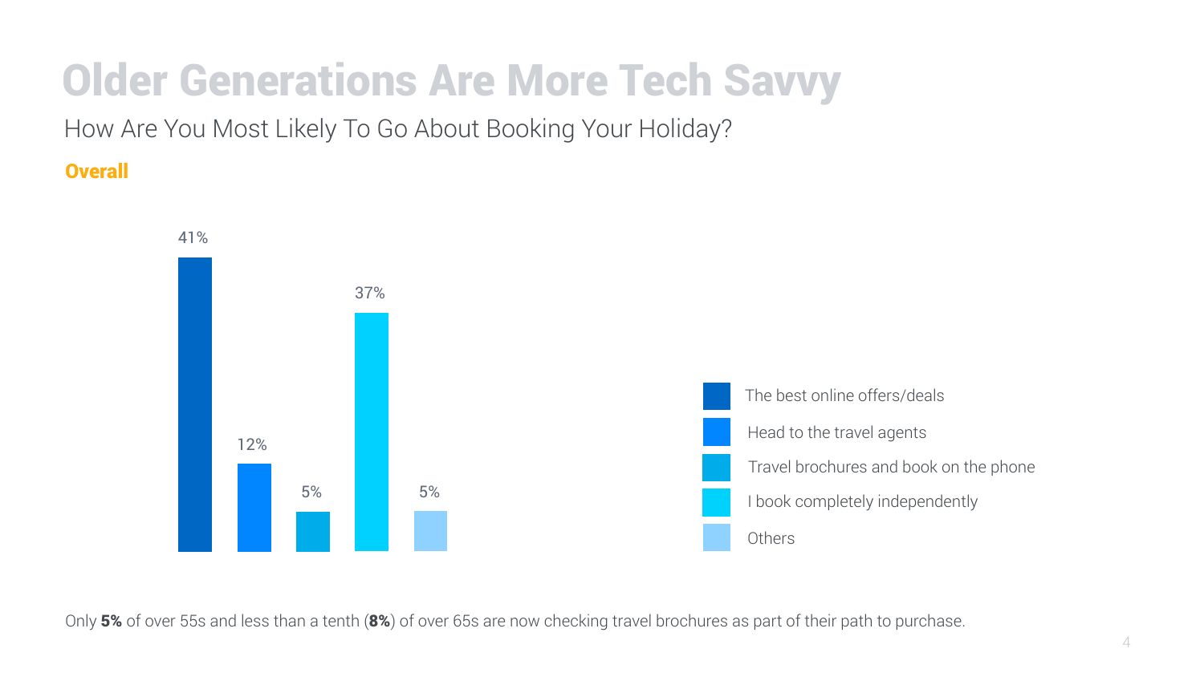# Older Generations Are More Tech Savvy

How Are You Most Likely To Go About Booking Your Holiday?

**Overall**

| Booking method | % |
|---|---|
| The best online offers/deals | 41% |
| Head to the travel agents | 12% |
| Travel brochures and book on the phone | 5% |
| I book completely independently | 37% |
| Others | 5% |

Only **5%** of over 55s and less than a tenth (**8%**) of over 65s are now checking travel brochures as part of their path to purchase.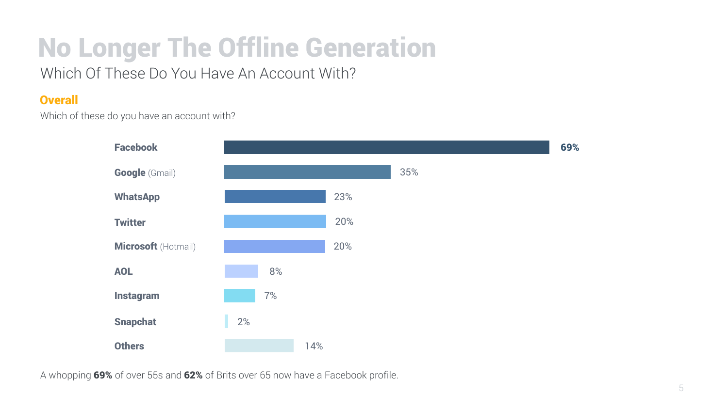# No Longer The Offline Generation

Which Of These Do You Have An Account With?

## Overall

Which of these do you have an account with?

| Account | % |
|---|---|
| **Facebook** | **69%** |
| **Google** (Gmail) | 35% |
| **WhatsApp** | 23% |
| **Twitter** | 20% |
| **Microsoft** (Hotmail) | 20% |
| **AOL** | 8% |
| **Instagram** | 7% |
| **Snapchat** | 2% |
| **Others** | 14% |

A whopping **69%** of over 55s and **62%** of Brits over 65 now have a Facebook profile.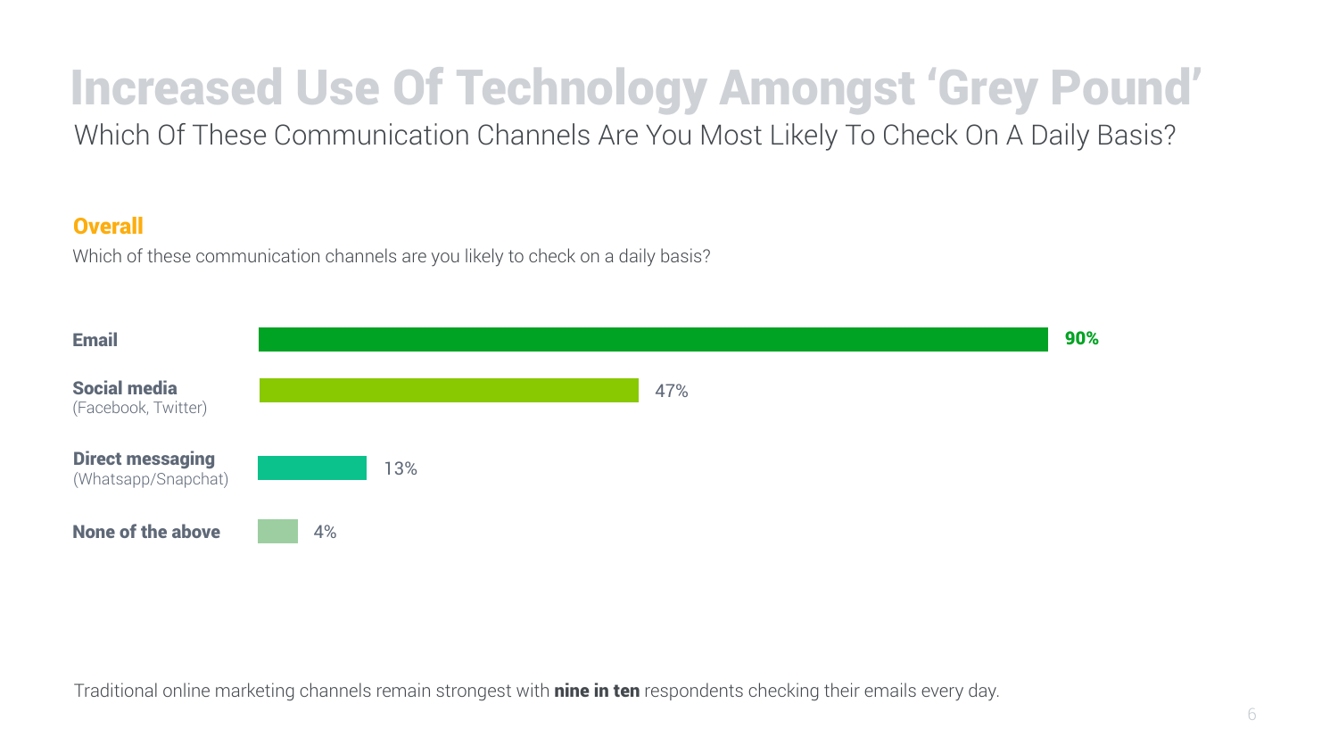# Increased Use Of Technology Amongst 'Grey Pound'

Which Of These Communication Channels Are You Most Likely To Check On A Daily Basis?

## Overall

Which of these communication channels are you likely to check on a daily basis?

| Channel | % |
| --- | --- |
| **Email** | 90% |
| **Social media** (Facebook, Twitter) | 47% |
| **Direct messaging** (Whatsapp/Snapchat) | 13% |
| **None of the above** | 4% |

Traditional online marketing channels remain strongest with **nine in ten** respondents checking their emails every day.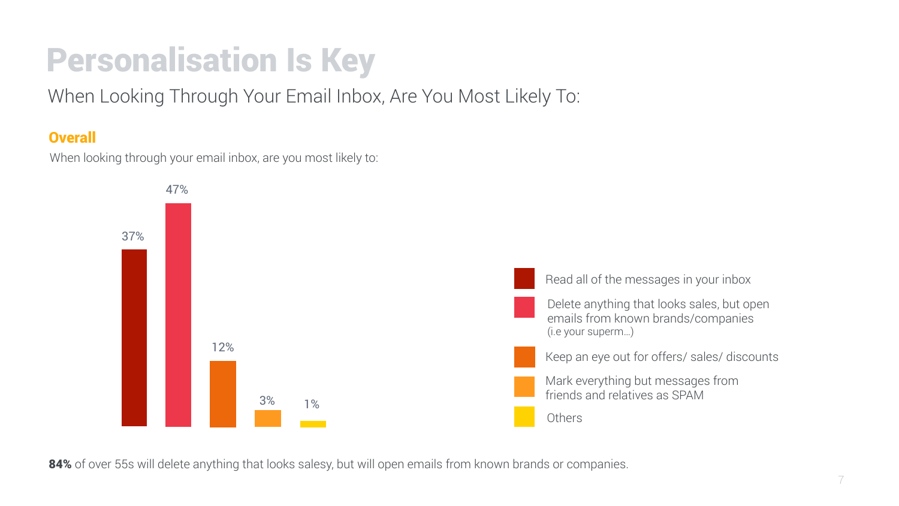# Personalisation Is Key

When Looking Through Your Email Inbox, Are You Most Likely To:

### Overall

When looking through your email inbox, are you most likely to:

| Response | % |
|---|---|
| Read all of the messages in your inbox | 37% |
| Delete anything that looks sales, but open emails from known brands/companies (i.e your superm…) | 47% |
| Keep an eye out for offers/ sales/ discounts | 12% |
| Mark everything but messages from friends and relatives as SPAM | 3% |
| Others | 1% |

**84%** of over 55s will delete anything that looks salesy, but will open emails from known brands or companies.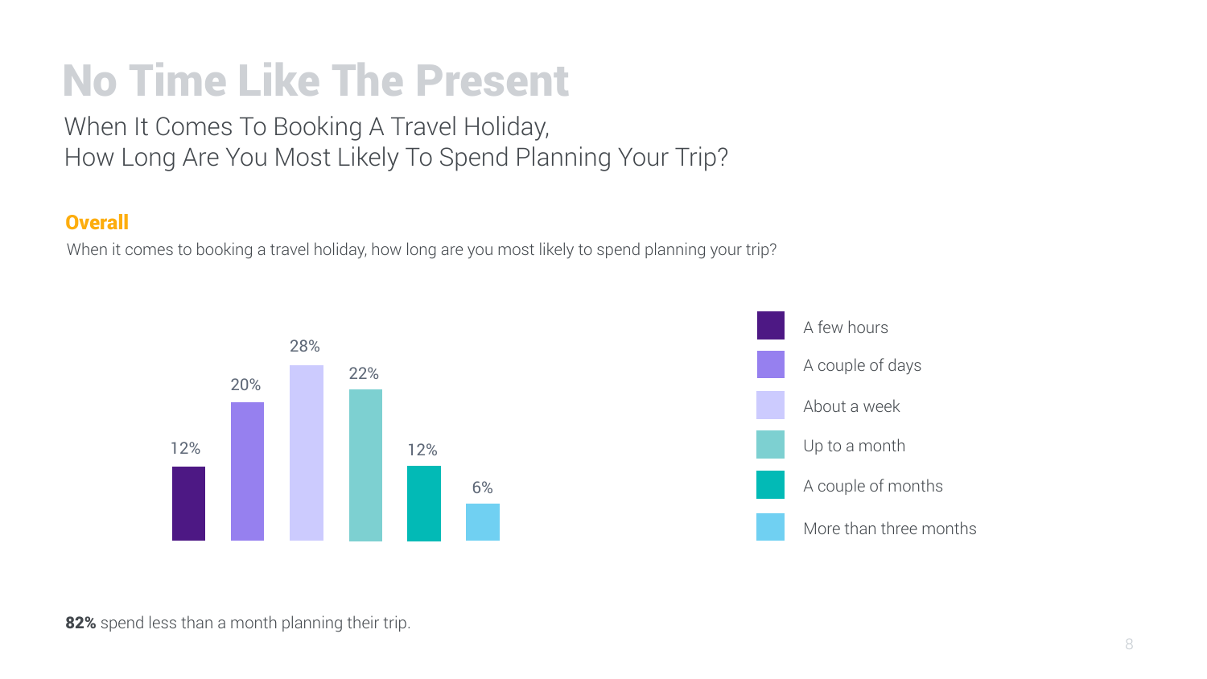# No Time Like The Present

When It Comes To Booking A Travel Holiday,
How Long Are You Most Likely To Spend Planning Your Trip?

## Overall

When it comes to booking a travel holiday, how long are you most likely to spend planning your trip?

| Response | Percentage |
|---|---|
| A few hours | 12% |
| A couple of days | 20% |
| About a week | 28% |
| Up to a month | 22% |
| A couple of months | 12% |
| More than three months | 6% |

**82%** spend less than a month planning their trip.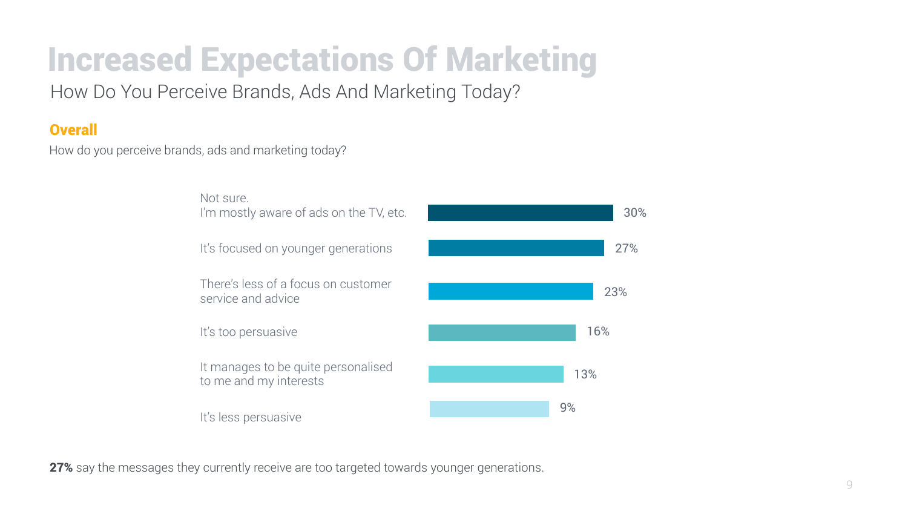# Increased Expectations Of Marketing

How Do You Perceive Brands, Ads And Marketing Today?

## Overall

How do you perceive brands, ads and marketing today?

| Response | % |
|---|---|
| Not sure. I'm mostly aware of ads on the TV, etc. | 30% |
| It's focused on younger generations | 27% |
| There's less of a focus on customer service and advice | 23% |
| It's too persuasive | 16% |
| It manages to be quite personalised to me and my interests | 13% |
| It's less persuasive | 9% |

**27%** say the messages they currently receive are too targeted towards younger generations.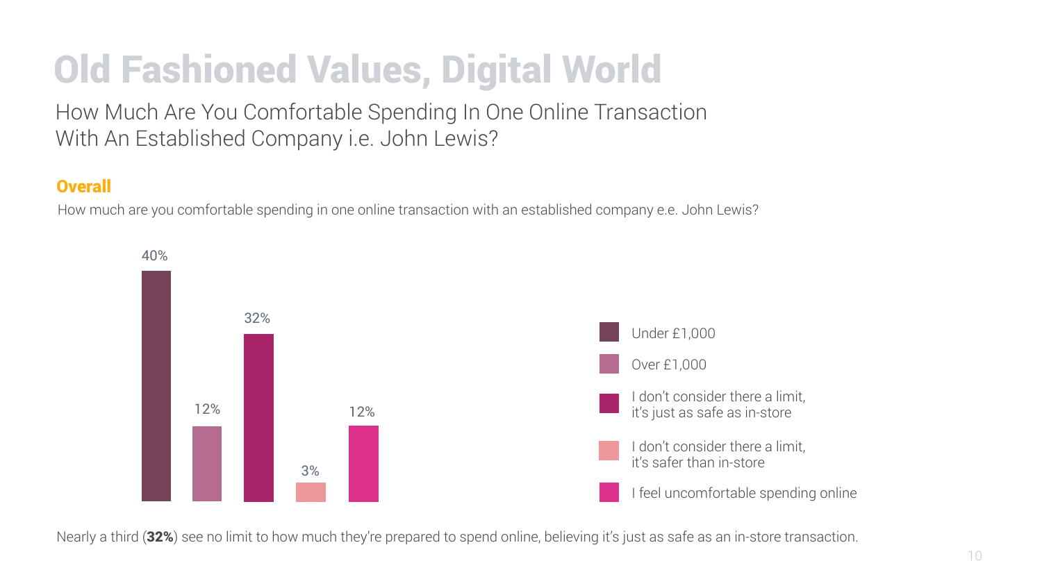# Old Fashioned Values, Digital World

How Much Are You Comfortable Spending In One Online Transaction With An Established Company i.e. John Lewis?

### Overall

How much are you comfortable spending in one online transaction with an established company e.e. John Lewis?

| Response | % |
|---|---|
| Under £1,000 | 40% |
| Over £1,000 | 12% |
| I don't consider there a limit, it's just as safe as in-store | 32% |
| I don't consider there a limit, it's safer than in-store | 3% |
| I feel uncomfortable spending online | 12% |

Nearly a third (**32%**) see no limit to how much they're prepared to spend online, believing it's just as safe as an in-store transaction.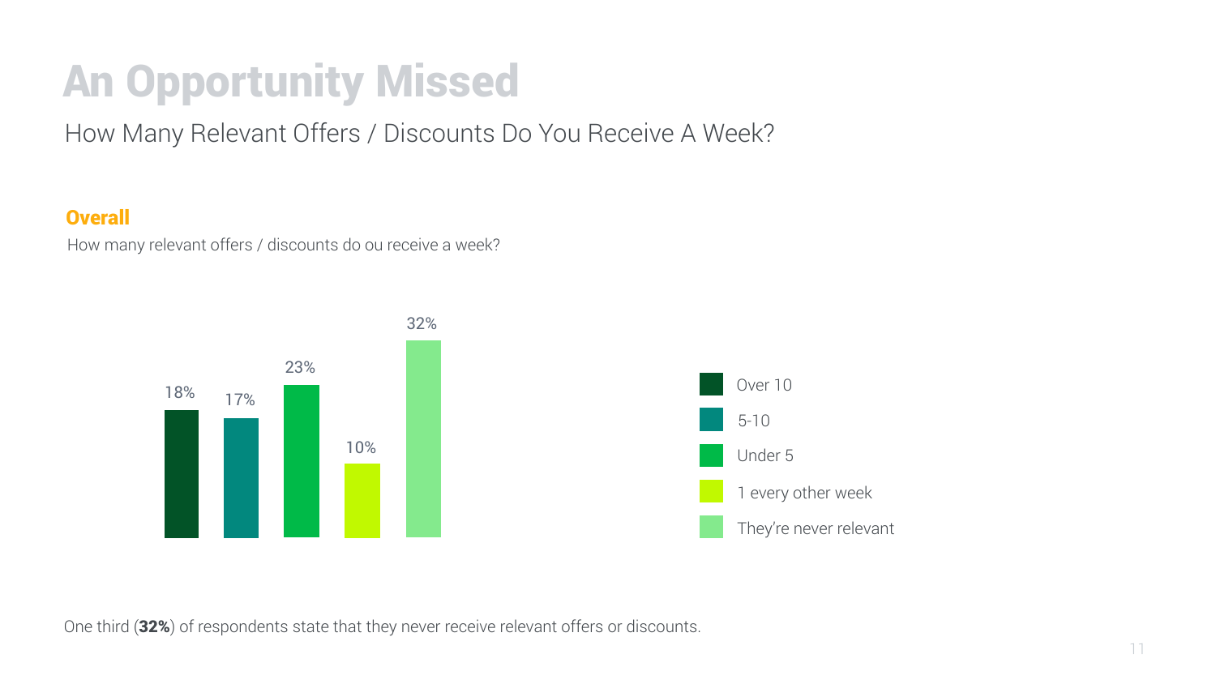# An Opportunity Missed

How Many Relevant Offers / Discounts Do You Receive A Week?

**Overall**

How many relevant offers / discounts do ou receive a week?

| Response | % |
| --- | --- |
| Over 10 | 18% |
| 5-10 | 17% |
| Under 5 | 23% |
| 1 every other week | 10% |
| They're never relevant | 32% |

One third (**32%**) of respondents state that they never receive relevant offers or discounts.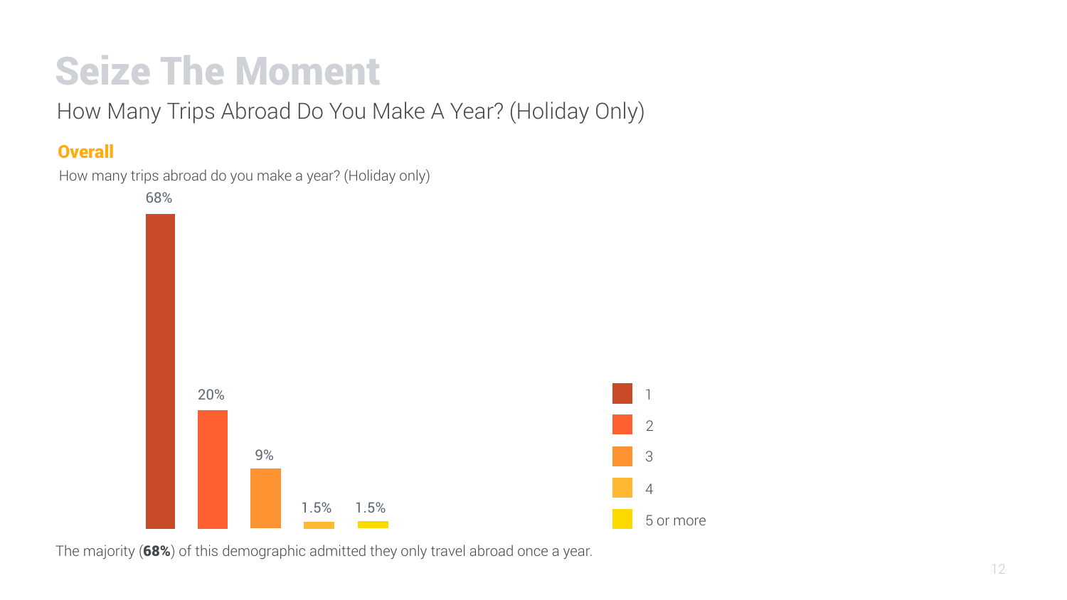# Seize The Moment

How Many Trips Abroad Do You Make A Year? (Holiday Only)

## Overall

How many trips abroad do you make a year? (Holiday only)

| Trips | Percentage |
|---|---|
| 1 | 68% |
| 2 | 20% |
| 3 | 9% |
| 4 | 1.5% |
| 5 or more | 1.5% |

The majority (**68%**) of this demographic admitted they only travel abroad once a year.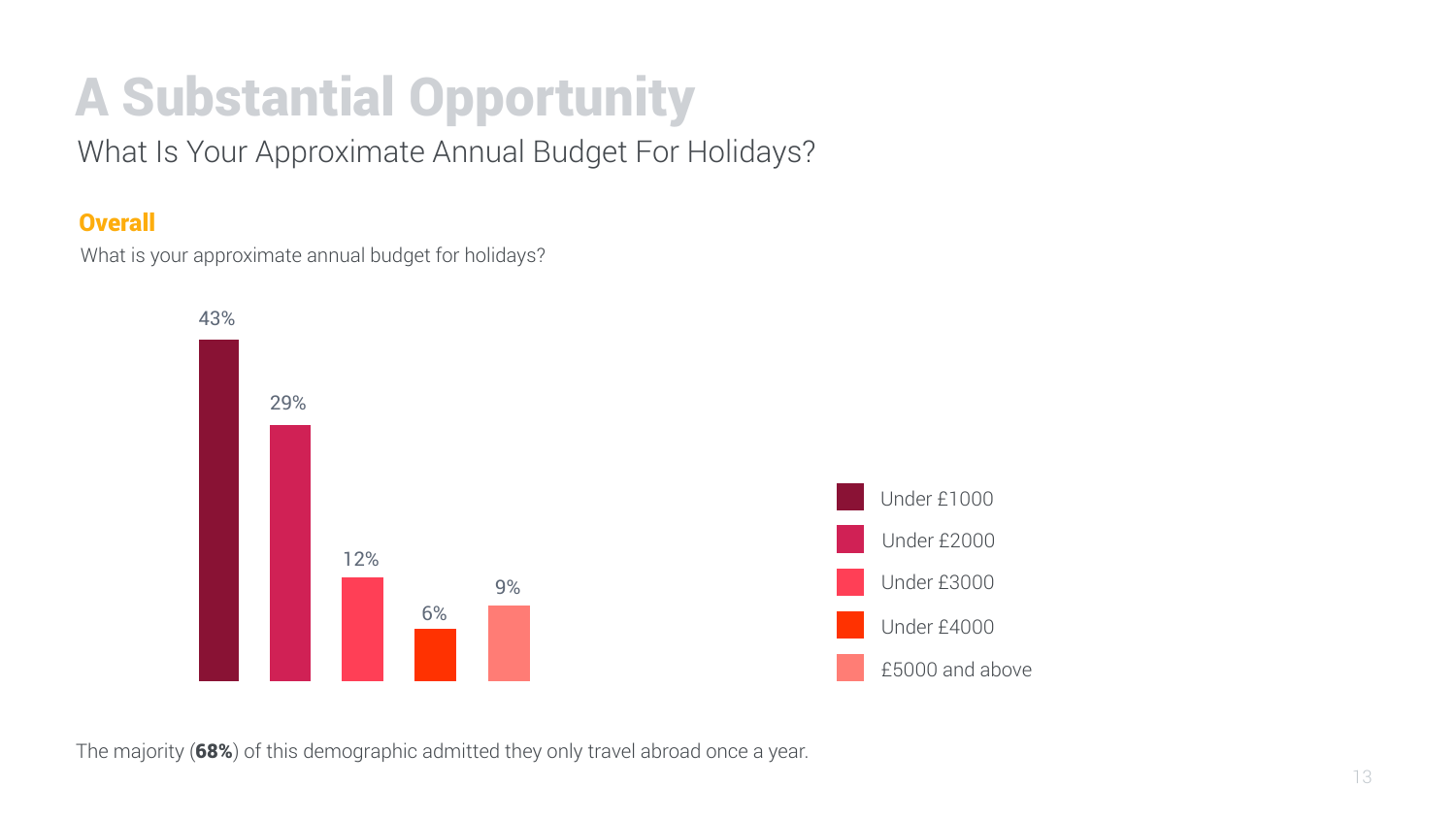# A Substantial Opportunity

## What Is Your Approximate Annual Budget For Holidays?

**Overall**

What is your approximate annual budget for holidays?

| Budget | % |
|---|---|
| Under £1000 | 43% |
| Under £2000 | 29% |
| Under £3000 | 12% |
| Under £4000 | 6% |
| £5000 and above | 9% |

The majority (**68%**) of this demographic admitted they only travel abroad once a year.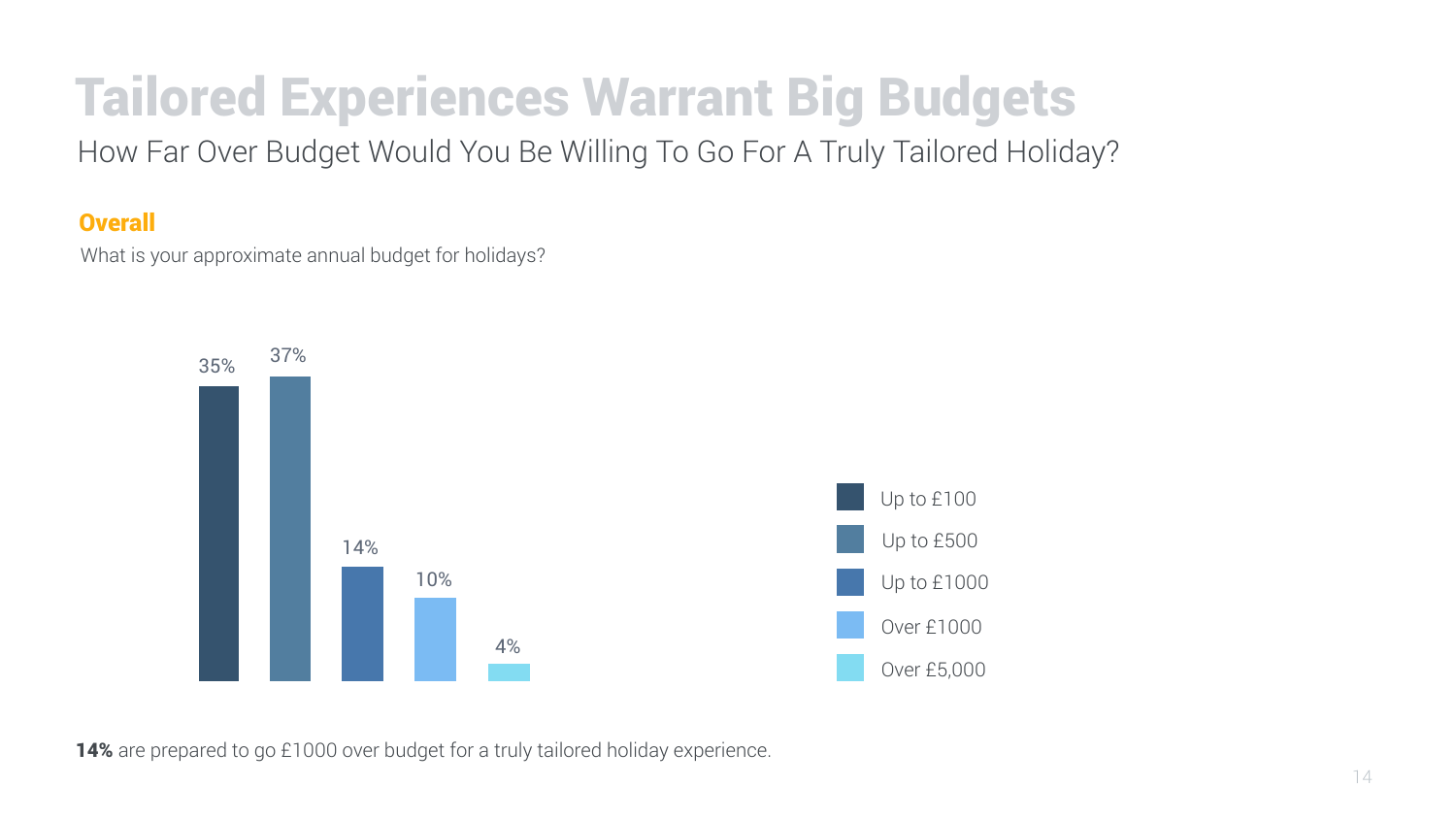# Tailored Experiences Warrant Big Budgets

How Far Over Budget Would You Be Willing To Go For A Truly Tailored Holiday?

**Overall**

What is your approximate annual budget for holidays?

| Annual budget | % |
| --- | --- |
| Up to £100 | 35% |
| Up to £500 | 37% |
| Up to £1000 | 14% |
| Over £1000 | 10% |
| Over £5,000 | 4% |

**14%** are prepared to go £1000 over budget for a truly tailored holiday experience.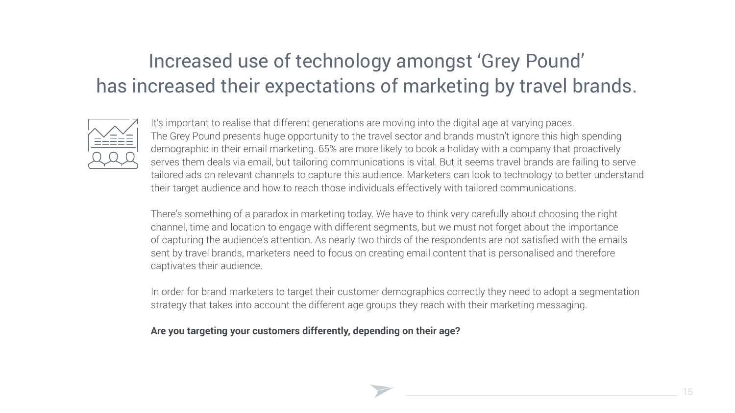# Increased use of technology amongst 'Grey Pound' has increased their expectations of marketing by travel brands.

It's important to realise that different generations are moving into the digital age at varying paces.
The Grey Pound presents huge opportunity to the travel sector and brands mustn't ignore this high spending demographic in their email marketing. 65% are more likely to book a holiday with a company that proactively serves them deals via email, but tailoring communications is vital. But it seems travel brands are failing to serve tailored ads on relevant channels to capture this audience. Marketers can look to technology to better understand their target audience and how to reach those individuals effectively with tailored communications.

There's something of a paradox in marketing today. We have to think very carefully about choosing the right channel, time and location to engage with different segments, but we must not forget about the importance of capturing the audience's attention. As nearly two thirds of the respondents are not satisfied with the emails sent by travel brands, marketers need to focus on creating email content that is personalised and therefore captivates their audience.

In order for brand marketers to target their customer demographics correctly they need to adopt a segmentation strategy that takes into account the different age groups they reach with their marketing messaging.

**Are you targeting your customers differently, depending on their age?**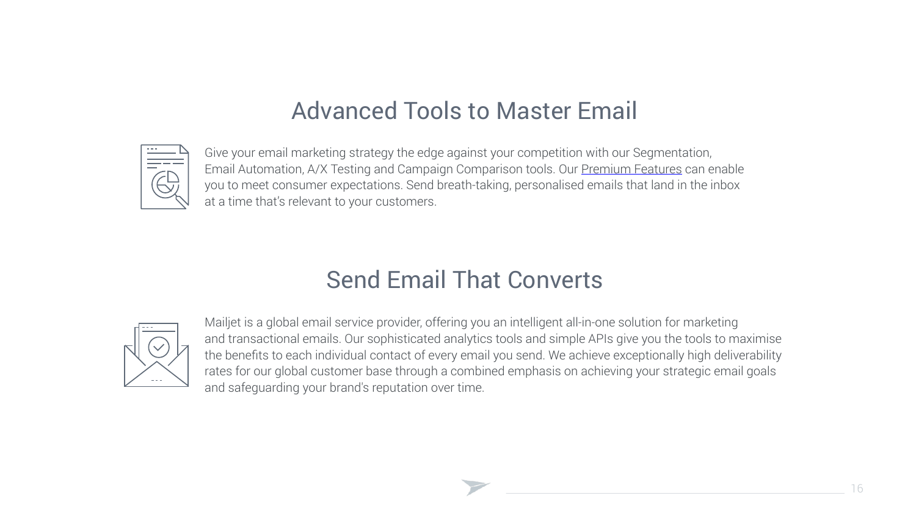## Advanced Tools to Master Email

Give your email marketing strategy the edge against your competition with our Segmentation, Email Automation, A/X Testing and Campaign Comparison tools. Our Premium Features can enable you to meet consumer expectations. Send breath-taking, personalised emails that land in the inbox at a time that's relevant to your customers.

## Send Email That Converts

Mailjet is a global email service provider, offering you an intelligent all-in-one solution for marketing and transactional emails. Our sophisticated analytics tools and simple APIs give you the tools to maximise the benefits to each individual contact of every email you send. We achieve exceptionally high deliverability rates for our global customer base through a combined emphasis on achieving your strategic email goals and safeguarding your brand's reputation over time.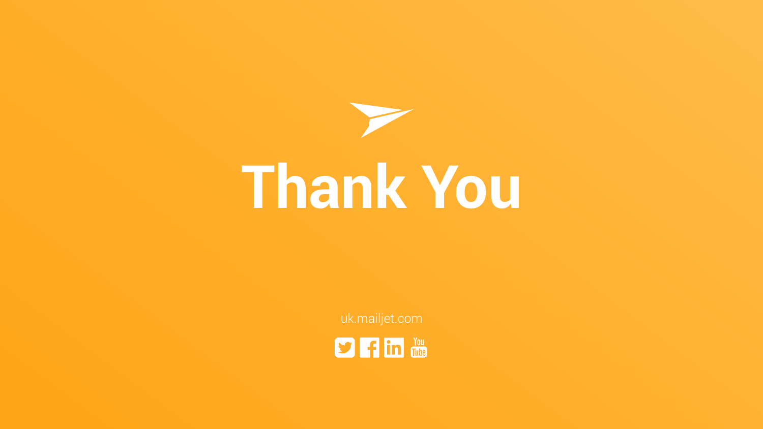# Thank You

uk.mailjet.com